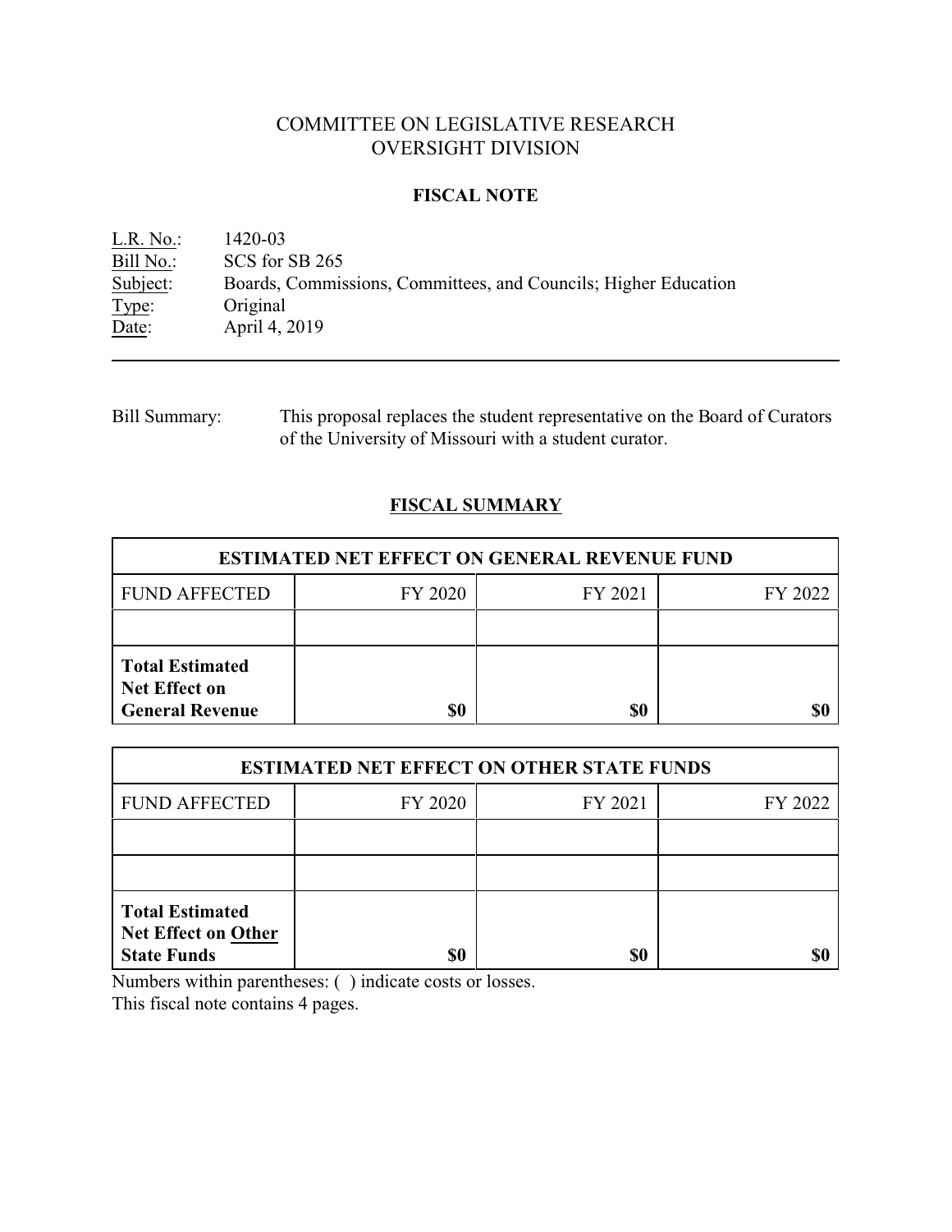# COMMITTEE ON LEGISLATIVE RESEARCH
# OVERSIGHT DIVISION

## FISCAL NOTE

L.R. No.: 1420-03
Bill No.: SCS for SB 265
Subject: Boards, Commissions, Committees, and Councils; Higher Education
Type: Original
Date: April 4, 2019

---

Bill Summary: This proposal replaces the student representative on the Board of Curators of the University of Missouri with a student curator.

## FISCAL SUMMARY

| ESTIMATED NET EFFECT ON GENERAL REVENUE FUND | | | |
|---|---|---|---|
| FUND AFFECTED | FY 2020 | FY 2021 | FY 2022 |
| | | | |
| **Total Estimated Net Effect on General Revenue** | **$0** | **$0** | **$0** |

| ESTIMATED NET EFFECT ON OTHER STATE FUNDS | | | |
|---|---|---|---|
| FUND AFFECTED | FY 2020 | FY 2021 | FY 2022 |
| | | | |
| | | | |
| **Total Estimated Net Effect on Other State Funds** | **$0** | **$0** | **$0** |

Numbers within parentheses: ( ) indicate costs or losses.
This fiscal note contains 4 pages.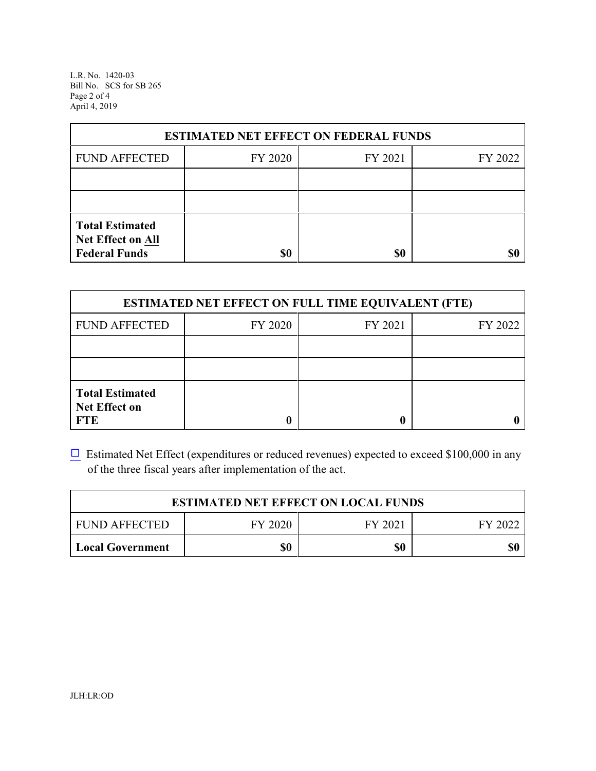| ESTIMATED NET EFFECT ON FEDERAL FUNDS | | | |
|---|---|---|---|
| FUND AFFECTED | FY 2020 | FY 2021 | FY 2022 |
| | | | |
| | | | |
| **Total Estimated Net Effect on All Federal Funds** | **$0** | **$0** | **$0** |

| ESTIMATED NET EFFECT ON FULL TIME EQUIVALENT (FTE) | | | |
|---|---|---|---|
| FUND AFFECTED | FY 2020 | FY 2021 | FY 2022 |
| | | | |
| | | | |
| **Total Estimated Net Effect on FTE** | **0** | **0** | **0** |

☐ Estimated Net Effect (expenditures or reduced revenues) expected to exceed $100,000 in any of the three fiscal years after implementation of the act.

| ESTIMATED NET EFFECT ON LOCAL FUNDS | | | |
|---|---|---|---|
| FUND AFFECTED | FY 2020 | FY 2021 | FY 2022 |
| **Local Government** | **$0** | **$0** | **$0** |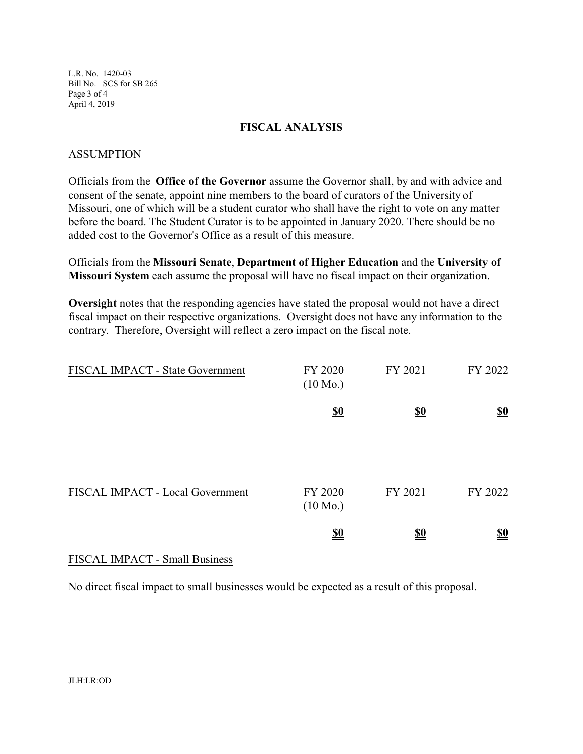## FISCAL ANALYSIS

### ASSUMPTION

Officials from the **Office of the Governor** assume the Governor shall, by and with advice and consent of the senate, appoint nine members to the board of curators of the University of Missouri, one of which will be a student curator who shall have the right to vote on any matter before the board. The Student Curator is to be appointed in January 2020. There should be no added cost to the Governor's Office as a result of this measure.

Officials from the **Missouri Senate**, **Department of Higher Education** and the **University of Missouri System** each assume the proposal will have no fiscal impact on their organization.

**Oversight** notes that the responding agencies have stated the proposal would not have a direct fiscal impact on their respective organizations. Oversight does not have any information to the contrary. Therefore, Oversight will reflect a zero impact on the fiscal note.

| FISCAL IMPACT - State Government | FY 2020 (10 Mo.) | FY 2021 | FY 2022 |
|---|---|---|---|
| | **$0** | **$0** | **$0** |

| FISCAL IMPACT - Local Government | FY 2020 (10 Mo.) | FY 2021 | FY 2022 |
|---|---|---|---|
| | **$0** | **$0** | **$0** |

### FISCAL IMPACT - Small Business

No direct fiscal impact to small businesses would be expected as a result of this proposal.

JLH:LR:OD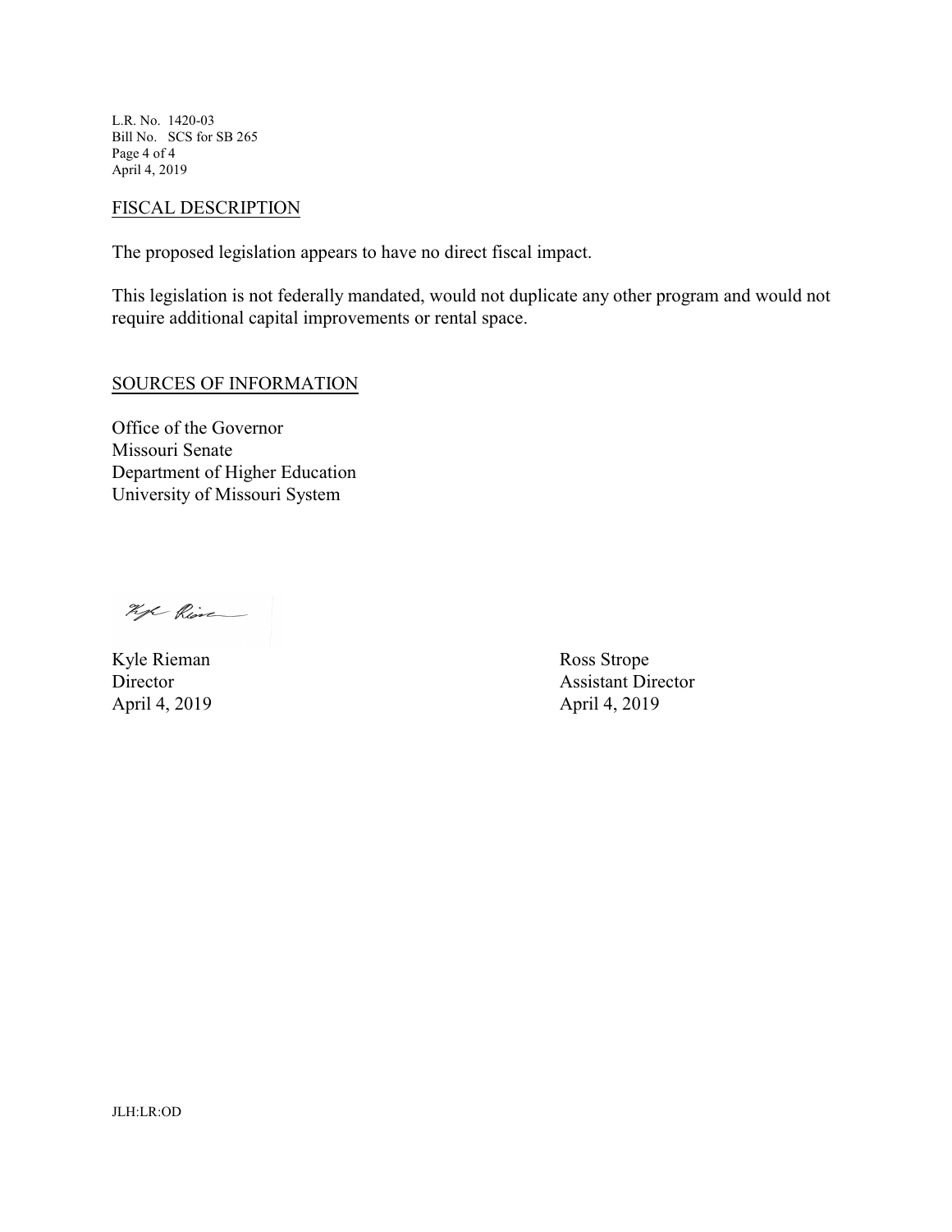## FISCAL DESCRIPTION

The proposed legislation appears to have no direct fiscal impact.

This legislation is not federally mandated, would not duplicate any other program and would not require additional capital improvements or rental space.

## SOURCES OF INFORMATION

Office of the Governor
Missouri Senate
Department of Higher Education
University of Missouri System

Kyle Rieman
Director
April 4, 2019

Ross Strope
Assistant Director
April 4, 2019

JLH:LR:OD